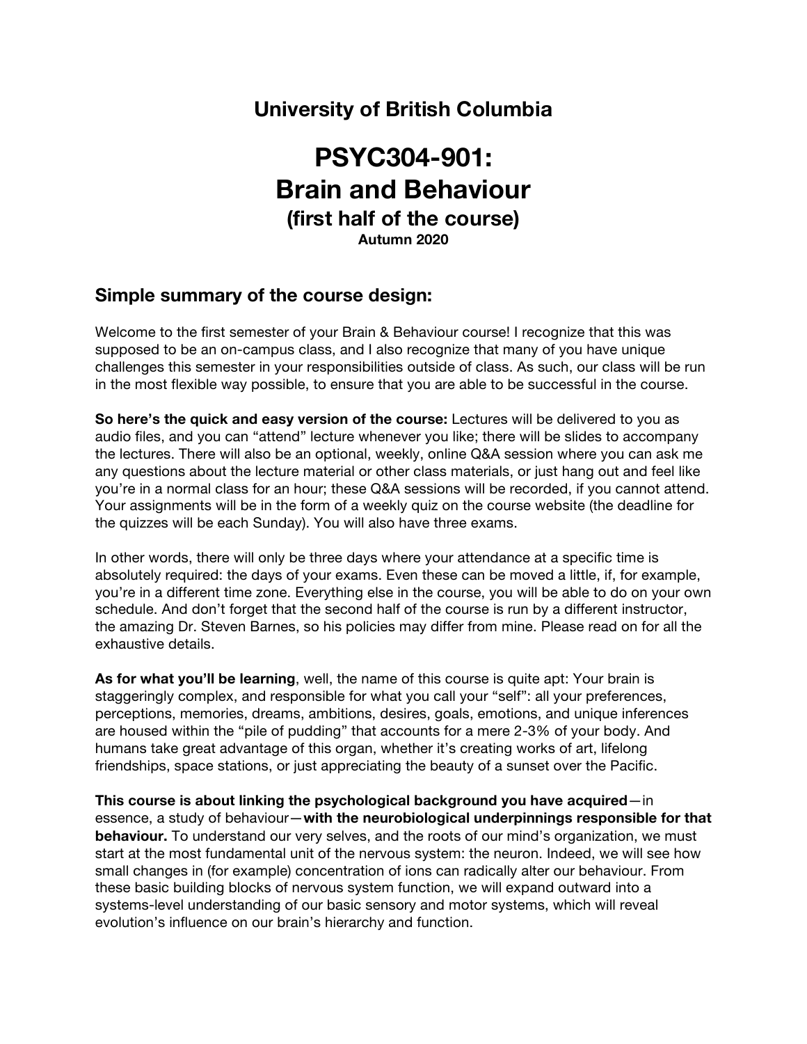# University of British Columbia

# PSYC304-901: Brain and Behaviour

### (first half of the course)

**Autumn 2020**

## Simple summary of the course design:

Welcome to the first semester of your Brain & Behaviour course! I recognize that this was supposed to be an on-campus class, and I also recognize that many of you have unique challenges this semester in your responsibilities outside of class. As such, our class will be run in the most flexible way possible, to ensure that you are able to be successful in the course.

**So here's the quick and easy version of the course:** Lectures will be delivered to you as audio files, and you can "attend" lecture whenever you like; there will be slides to accompany the lectures. There will also be an optional, weekly, online Q&A session where you can ask me any questions about the lecture material or other class materials, or just hang out and feel like you're in a normal class for an hour; these Q&A sessions will be recorded, if you cannot attend. Your assignments will be in the form of a weekly quiz on the course website (the deadline for the quizzes will be each Sunday). You will also have three exams.

In other words, there will only be three days where your attendance at a specific time is absolutely required: the days of your exams. Even these can be moved a little, if, for example, you're in a different time zone. Everything else in the course, you will be able to do on your own schedule. And don't forget that the second half of the course is run by a different instructor, the amazing Dr. Steven Barnes, so his policies may differ from mine. Please read on for all the exhaustive details.

**As for what you'll be learning**, well, the name of this course is quite apt: Your brain is staggeringly complex, and responsible for what you call your "self": all your preferences, perceptions, memories, dreams, ambitions, desires, goals, emotions, and unique inferences are housed within the "pile of pudding" that accounts for a mere 2-3% of your body. And humans take great advantage of this organ, whether it's creating works of art, lifelong friendships, space stations, or just appreciating the beauty of a sunset over the Pacific.

**This course is about linking the psychological background you have acquired**—in essence, a study of behaviour—**with the neurobiological underpinnings responsible for that behaviour.** To understand our very selves, and the roots of our mind's organization, we must start at the most fundamental unit of the nervous system: the neuron. Indeed, we will see how small changes in (for example) concentration of ions can radically alter our behaviour. From these basic building blocks of nervous system function, we will expand outward into a systems-level understanding of our basic sensory and motor systems, which will reveal evolution's influence on our brain's hierarchy and function.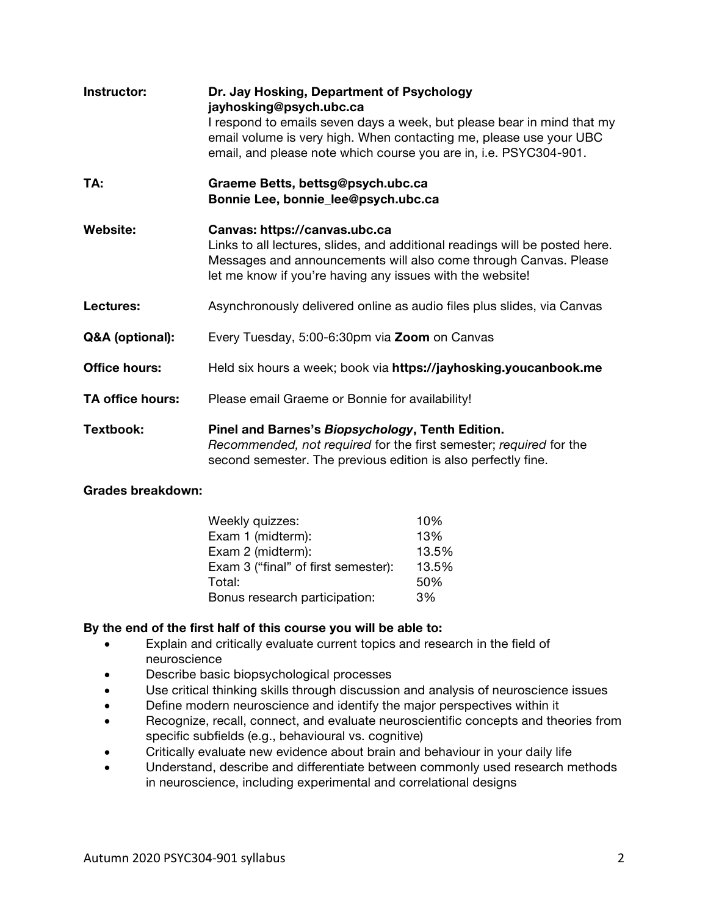**Instructor:** **Dr. Jay Hosking, Department of Psychology**
**jayhosking@psych.ubc.ca**
I respond to emails seven days a week, but please bear in mind that my email volume is very high. When contacting me, please use your UBC email, and please note which course you are in, i.e. PSYC304-901.

**TA:** **Graeme Betts, bettsg@psych.ubc.ca**
**Bonnie Lee, bonnie_lee@psych.ubc.ca**

**Website:** **Canvas: https://canvas.ubc.ca**
Links to all lectures, slides, and additional readings will be posted here. Messages and announcements will also come through Canvas. Please let me know if you're having any issues with the website!

**Lectures:** Asynchronously delivered online as audio files plus slides, via Canvas

**Q&A (optional):** Every Tuesday, 5:00-6:30pm via **Zoom** on Canvas

**Office hours:** Held six hours a week; book via **https://jayhosking.youcanbook.me**

**TA office hours:** Please email Graeme or Bonnie for availability!

**Textbook:** **Pinel and Barnes's *Biopsychology*, Tenth Edition.**
*Recommended, not required* for the first semester; *required* for the second semester. The previous edition is also perfectly fine.

**Grades breakdown:**

| | |
|---|---|
| Weekly quizzes: | 10% |
| Exam 1 (midterm): | 13% |
| Exam 2 (midterm): | 13.5% |
| Exam 3 ("final" of first semester): | 13.5% |
| Total: | 50% |
| Bonus research participation: | 3% |

**By the end of the first half of this course you will be able to:**

- Explain and critically evaluate current topics and research in the field of neuroscience
- Describe basic biopsychological processes
- Use critical thinking skills through discussion and analysis of neuroscience issues
- Define modern neuroscience and identify the major perspectives within it
- Recognize, recall, connect, and evaluate neuroscientific concepts and theories from specific subfields (e.g., behavioural vs. cognitive)
- Critically evaluate new evidence about brain and behaviour in your daily life
- Understand, describe and differentiate between commonly used research methods in neuroscience, including experimental and correlational designs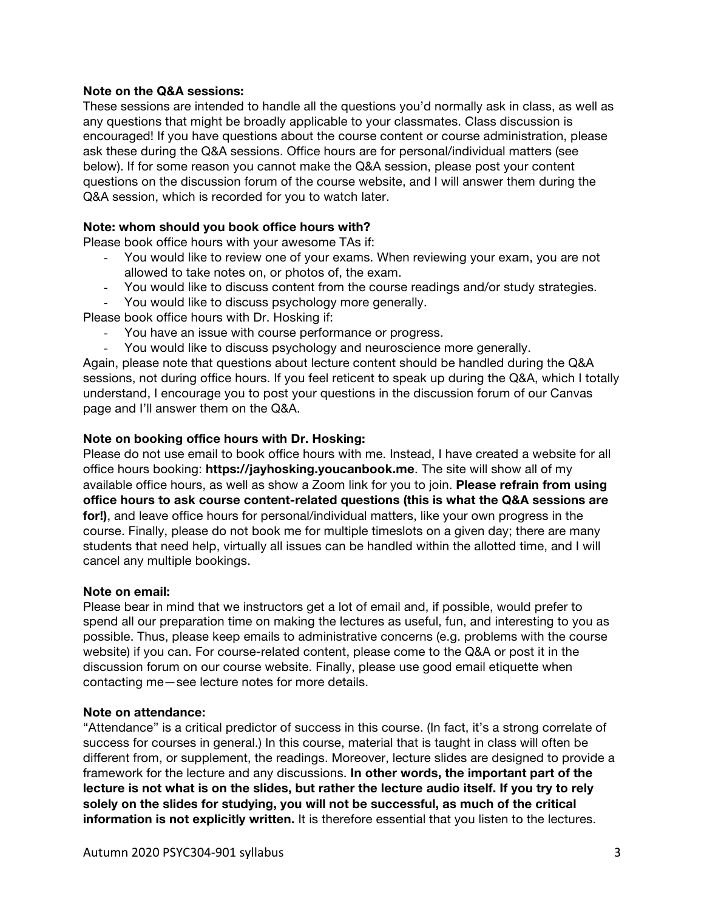**Note on the Q&A sessions:**
These sessions are intended to handle all the questions you'd normally ask in class, as well as any questions that might be broadly applicable to your classmates. Class discussion is encouraged! If you have questions about the course content or course administration, please ask these during the Q&A sessions. Office hours are for personal/individual matters (see below). If for some reason you cannot make the Q&A session, please post your content questions on the discussion forum of the course website, and I will answer them during the Q&A session, which is recorded for you to watch later.

**Note: whom should you book office hours with?**
Please book office hours with your awesome TAs if:

- You would like to review one of your exams. When reviewing your exam, you are not allowed to take notes on, or photos of, the exam.
- You would like to discuss content from the course readings and/or study strategies.
- You would like to discuss psychology more generally.

Please book office hours with Dr. Hosking if:

- You have an issue with course performance or progress.
- You would like to discuss psychology and neuroscience more generally.

Again, please note that questions about lecture content should be handled during the Q&A sessions, not during office hours. If you feel reticent to speak up during the Q&A, which I totally understand, I encourage you to post your questions in the discussion forum of our Canvas page and I'll answer them on the Q&A.

**Note on booking office hours with Dr. Hosking:**
Please do not use email to book office hours with me. Instead, I have created a website for all office hours booking: **https://jayhosking.youcanbook.me**. The site will show all of my available office hours, as well as show a Zoom link for you to join. **Please refrain from using office hours to ask course content-related questions (this is what the Q&A sessions are for!)**, and leave office hours for personal/individual matters, like your own progress in the course. Finally, please do not book me for multiple timeslots on a given day; there are many students that need help, virtually all issues can be handled within the allotted time, and I will cancel any multiple bookings.

**Note on email:**
Please bear in mind that we instructors get a lot of email and, if possible, would prefer to spend all our preparation time on making the lectures as useful, fun, and interesting to you as possible. Thus, please keep emails to administrative concerns (e.g. problems with the course website) if you can. For course-related content, please come to the Q&A or post it in the discussion forum on our course website. Finally, please use good email etiquette when contacting me—see lecture notes for more details.

**Note on attendance:**
"Attendance" is a critical predictor of success in this course. (In fact, it's a strong correlate of success for courses in general.) In this course, material that is taught in class will often be different from, or supplement, the readings. Moreover, lecture slides are designed to provide a framework for the lecture and any discussions. **In other words, the important part of the lecture is not what is on the slides, but rather the lecture audio itself. If you try to rely solely on the slides for studying, you will not be successful, as much of the critical information is not explicitly written.** It is therefore essential that you listen to the lectures.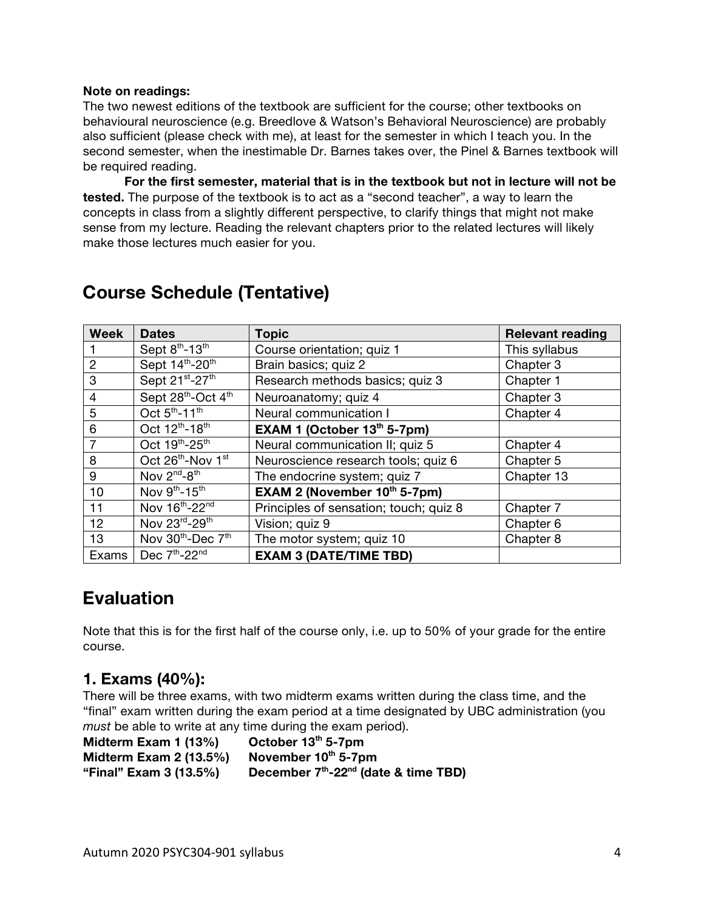**Note on readings:**

The two newest editions of the textbook are sufficient for the course; other textbooks on behavioural neuroscience (e.g. Breedlove & Watson's Behavioral Neuroscience) are probably also sufficient (please check with me), at least for the semester in which I teach you. In the second semester, when the inestimable Dr. Barnes takes over, the Pinel & Barnes textbook will be required reading.

**For the first semester, material that is in the textbook but not in lecture will not be tested.** The purpose of the textbook is to act as a "second teacher", a way to learn the concepts in class from a slightly different perspective, to clarify things that might not make sense from my lecture. Reading the relevant chapters prior to the related lectures will likely make those lectures much easier for you.

# Course Schedule (Tentative)

| Week | Dates | Topic | Relevant reading |
|---|---|---|---|
| 1 | Sept 8th-13th | Course orientation; quiz 1 | This syllabus |
| 2 | Sept 14th-20th | Brain basics; quiz 2 | Chapter 3 |
| 3 | Sept 21st-27th | Research methods basics; quiz 3 | Chapter 1 |
| 4 | Sept 28th-Oct 4th | Neuroanatomy; quiz 4 | Chapter 3 |
| 5 | Oct 5th-11th | Neural communication I | Chapter 4 |
| 6 | Oct 12th-18th | **EXAM 1 (October 13th 5-7pm)** | |
| 7 | Oct 19th-25th | Neural communication II; quiz 5 | Chapter 4 |
| 8 | Oct 26th-Nov 1st | Neuroscience research tools; quiz 6 | Chapter 5 |
| 9 | Nov 2nd-8th | The endocrine system; quiz 7 | Chapter 13 |
| 10 | Nov 9th-15th | **EXAM 2 (November 10th 5-7pm)** | |
| 11 | Nov 16th-22nd | Principles of sensation; touch; quiz 8 | Chapter 7 |
| 12 | Nov 23rd-29th | Vision; quiz 9 | Chapter 6 |
| 13 | Nov 30th-Dec 7th | The motor system; quiz 10 | Chapter 8 |
| Exams | Dec 7th-22nd | **EXAM 3 (DATE/TIME TBD)** | |

# Evaluation

Note that this is for the first half of the course only, i.e. up to 50% of your grade for the entire course.

## 1. Exams (40%):

There will be three exams, with two midterm exams written during the class time, and the "final" exam written during the exam period at a time designated by UBC administration (you *must* be able to write at any time during the exam period).

**Midterm Exam 1 (13%)** **October 13th 5-7pm**
**Midterm Exam 2 (13.5%)** **November 10th 5-7pm**
**"Final" Exam 3 (13.5%)** **December 7th-22nd (date & time TBD)**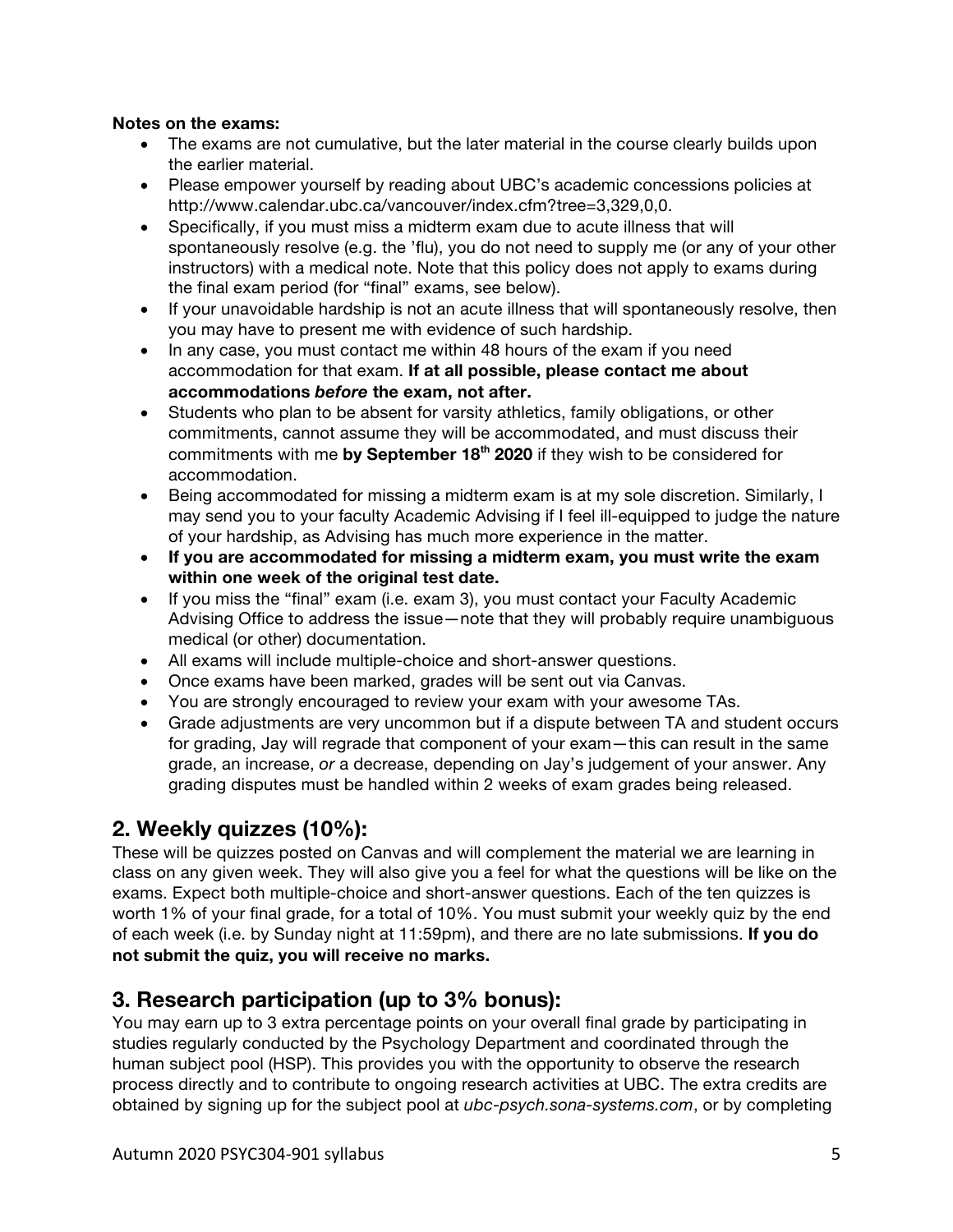**Notes on the exams:**

- The exams are not cumulative, but the later material in the course clearly builds upon the earlier material.
- Please empower yourself by reading about UBC's academic concessions policies at http://www.calendar.ubc.ca/vancouver/index.cfm?tree=3,329,0,0.
- Specifically, if you must miss a midterm exam due to acute illness that will spontaneously resolve (e.g. the 'flu), you do not need to supply me (or any of your other instructors) with a medical note. Note that this policy does not apply to exams during the final exam period (for "final" exams, see below).
- If your unavoidable hardship is not an acute illness that will spontaneously resolve, then you may have to present me with evidence of such hardship.
- In any case, you must contact me within 48 hours of the exam if you need accommodation for that exam. **If at all possible, please contact me about accommodations *before* the exam, not after.**
- Students who plan to be absent for varsity athletics, family obligations, or other commitments, cannot assume they will be accommodated, and must discuss their commitments with me **by September 18th 2020** if they wish to be considered for accommodation.
- Being accommodated for missing a midterm exam is at my sole discretion. Similarly, I may send you to your faculty Academic Advising if I feel ill-equipped to judge the nature of your hardship, as Advising has much more experience in the matter.
- **If you are accommodated for missing a midterm exam, you must write the exam within one week of the original test date.**
- If you miss the "final" exam (i.e. exam 3), you must contact your Faculty Academic Advising Office to address the issue—note that they will probably require unambiguous medical (or other) documentation.
- All exams will include multiple-choice and short-answer questions.
- Once exams have been marked, grades will be sent out via Canvas.
- You are strongly encouraged to review your exam with your awesome TAs.
- Grade adjustments are very uncommon but if a dispute between TA and student occurs for grading, Jay will regrade that component of your exam—this can result in the same grade, an increase, *or* a decrease, depending on Jay's judgement of your answer. Any grading disputes must be handled within 2 weeks of exam grades being released.

## 2. Weekly quizzes (10%):

These will be quizzes posted on Canvas and will complement the material we are learning in class on any given week. They will also give you a feel for what the questions will be like on the exams. Expect both multiple-choice and short-answer questions. Each of the ten quizzes is worth 1% of your final grade, for a total of 10%. You must submit your weekly quiz by the end of each week (i.e. by Sunday night at 11:59pm), and there are no late submissions. **If you do not submit the quiz, you will receive no marks.**

## 3. Research participation (up to 3% bonus):

You may earn up to 3 extra percentage points on your overall final grade by participating in studies regularly conducted by the Psychology Department and coordinated through the human subject pool (HSP). This provides you with the opportunity to observe the research process directly and to contribute to ongoing research activities at UBC. The extra credits are obtained by signing up for the subject pool at *ubc-psych.sona-systems.com*, or by completing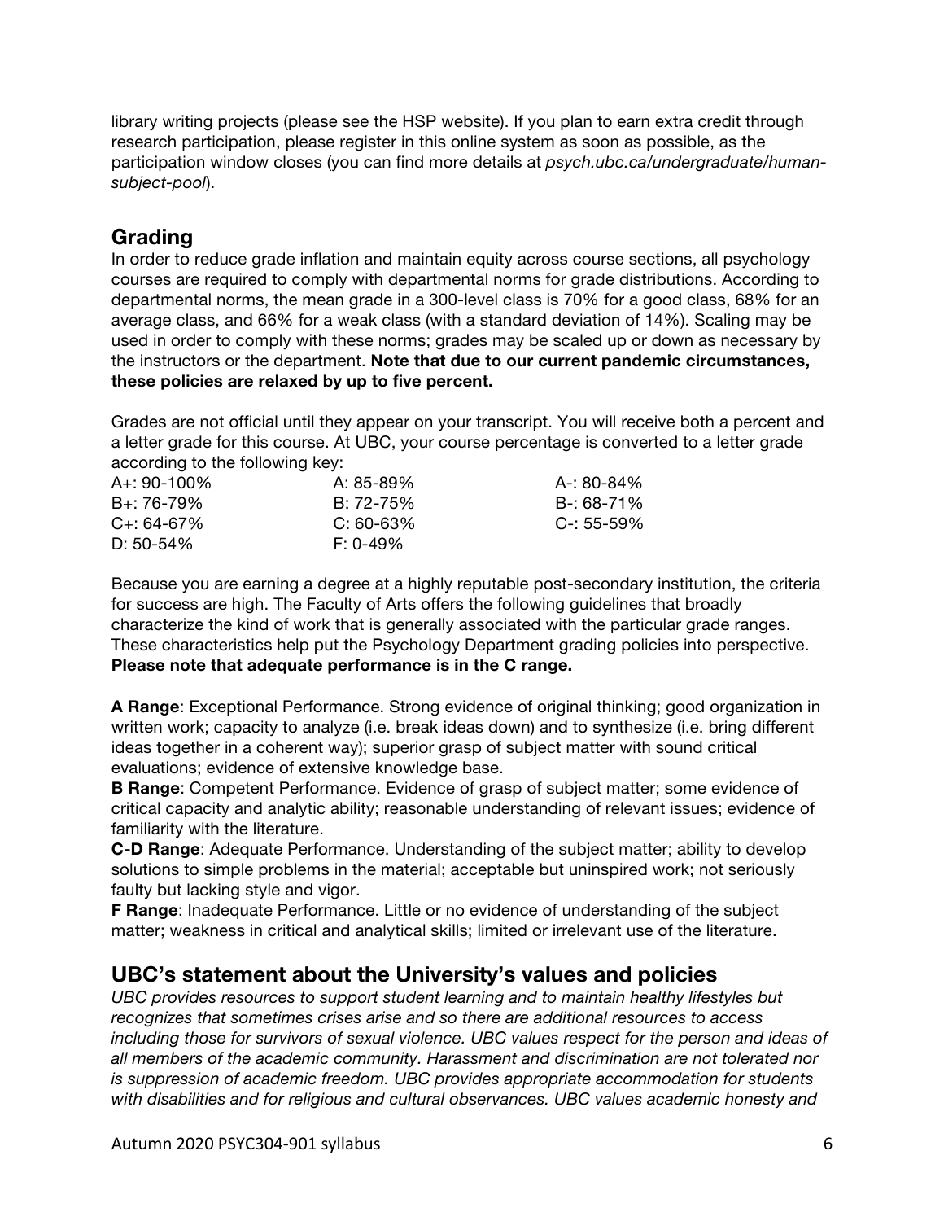library writing projects (please see the HSP website). If you plan to earn extra credit through research participation, please register in this online system as soon as possible, as the participation window closes (you can find more details at *psych.ubc.ca/undergraduate/human-subject-pool*).

## Grading

In order to reduce grade inflation and maintain equity across course sections, all psychology courses are required to comply with departmental norms for grade distributions. According to departmental norms, the mean grade in a 300-level class is 70% for a good class, 68% for an average class, and 66% for a weak class (with a standard deviation of 14%). Scaling may be used in order to comply with these norms; grades may be scaled up or down as necessary by the instructors or the department. **Note that due to our current pandemic circumstances, these policies are relaxed by up to five percent.**

Grades are not official until they appear on your transcript. You will receive both a percent and a letter grade for this course. At UBC, your course percentage is converted to a letter grade according to the following key:

| | | |
|---|---|---|
| A+: 90-100% | A: 85-89% | A-: 80-84% |
| B+: 76-79% | B: 72-75% | B-: 68-71% |
| C+: 64-67% | C: 60-63% | C-: 55-59% |
| D: 50-54% | F: 0-49% | |

Because you are earning a degree at a highly reputable post-secondary institution, the criteria for success are high. The Faculty of Arts offers the following guidelines that broadly characterize the kind of work that is generally associated with the particular grade ranges. These characteristics help put the Psychology Department grading policies into perspective. **Please note that adequate performance is in the C range.**

**A Range**: Exceptional Performance. Strong evidence of original thinking; good organization in written work; capacity to analyze (i.e. break ideas down) and to synthesize (i.e. bring different ideas together in a coherent way); superior grasp of subject matter with sound critical evaluations; evidence of extensive knowledge base.

**B Range**: Competent Performance. Evidence of grasp of subject matter; some evidence of critical capacity and analytic ability; reasonable understanding of relevant issues; evidence of familiarity with the literature.

**C-D Range**: Adequate Performance. Understanding of the subject matter; ability to develop solutions to simple problems in the material; acceptable but uninspired work; not seriously faulty but lacking style and vigor.

**F Range**: Inadequate Performance. Little or no evidence of understanding of the subject matter; weakness in critical and analytical skills; limited or irrelevant use of the literature.

## UBC's statement about the University's values and policies

*UBC provides resources to support student learning and to maintain healthy lifestyles but recognizes that sometimes crises arise and so there are additional resources to access including those for survivors of sexual violence. UBC values respect for the person and ideas of all members of the academic community. Harassment and discrimination are not tolerated nor is suppression of academic freedom. UBC provides appropriate accommodation for students with disabilities and for religious and cultural observances. UBC values academic honesty and*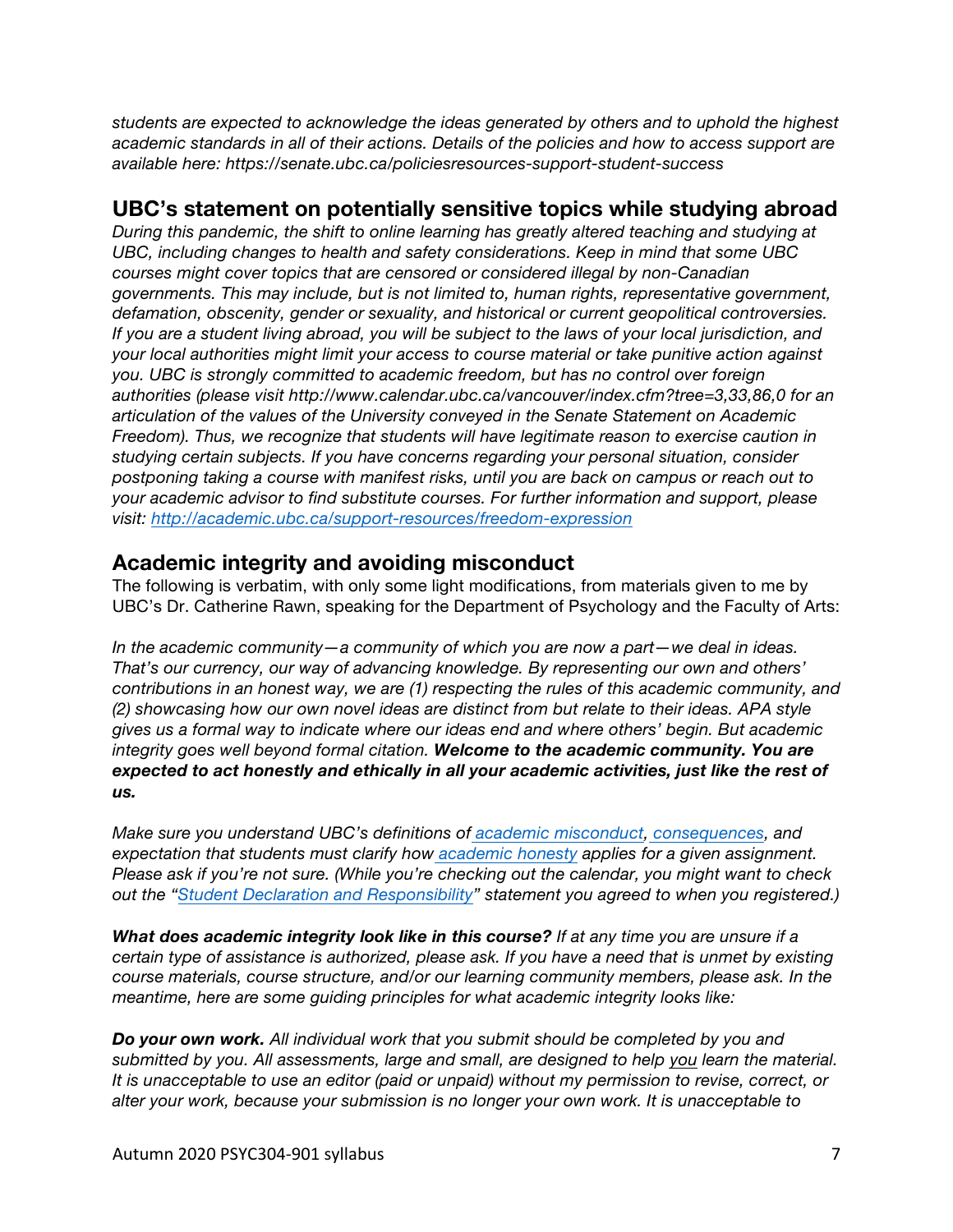*students are expected to acknowledge the ideas generated by others and to uphold the highest academic standards in all of their actions. Details of the policies and how to access support are available here: https://senate.ubc.ca/policiesresources-support-student-success*

## UBC's statement on potentially sensitive topics while studying abroad

*During this pandemic, the shift to online learning has greatly altered teaching and studying at UBC, including changes to health and safety considerations. Keep in mind that some UBC courses might cover topics that are censored or considered illegal by non-Canadian governments. This may include, but is not limited to, human rights, representative government, defamation, obscenity, gender or sexuality, and historical or current geopolitical controversies. If you are a student living abroad, you will be subject to the laws of your local jurisdiction, and your local authorities might limit your access to course material or take punitive action against you. UBC is strongly committed to academic freedom, but has no control over foreign authorities (please visit http://www.calendar.ubc.ca/vancouver/index.cfm?tree=3,33,86,0 for an articulation of the values of the University conveyed in the Senate Statement on Academic Freedom). Thus, we recognize that students will have legitimate reason to exercise caution in studying certain subjects. If you have concerns regarding your personal situation, consider postponing taking a course with manifest risks, until you are back on campus or reach out to your academic advisor to find substitute courses. For further information and support, please visit: [http://academic.ubc.ca/support-resources/freedom-expression](http://academic.ubc.ca/support-resources/freedom-expression)*

## Academic integrity and avoiding misconduct

The following is verbatim, with only some light modifications, from materials given to me by UBC's Dr. Catherine Rawn, speaking for the Department of Psychology and the Faculty of Arts:

*In the academic community—a community of which you are now a part—we deal in ideas. That's our currency, our way of advancing knowledge. By representing our own and others' contributions in an honest way, we are (1) respecting the rules of this academic community, and (2) showcasing how our own novel ideas are distinct from but relate to their ideas. APA style gives us a formal way to indicate where our ideas end and where others' begin. But academic integrity goes well beyond formal citation.* ***Welcome to the academic community. You are expected to act honestly and ethically in all your academic activities, just like the rest of us.***

*Make sure you understand UBC's definitions of academic misconduct, consequences, and expectation that students must clarify how academic honesty applies for a given assignment. Please ask if you're not sure. (While you're checking out the calendar, you might want to check out the "Student Declaration and Responsibility" statement you agreed to when you registered.)*

***What does academic integrity look like in this course?*** *If at any time you are unsure if a certain type of assistance is authorized, please ask. If you have a need that is unmet by existing course materials, course structure, and/or our learning community members, please ask. In the meantime, here are some guiding principles for what academic integrity looks like:*

***Do your own work.*** *All individual work that you submit should be completed by you and submitted by you. All assessments, large and small, are designed to help you learn the material. It is unacceptable to use an editor (paid or unpaid) without my permission to revise, correct, or alter your work, because your submission is no longer your own work. It is unacceptable to*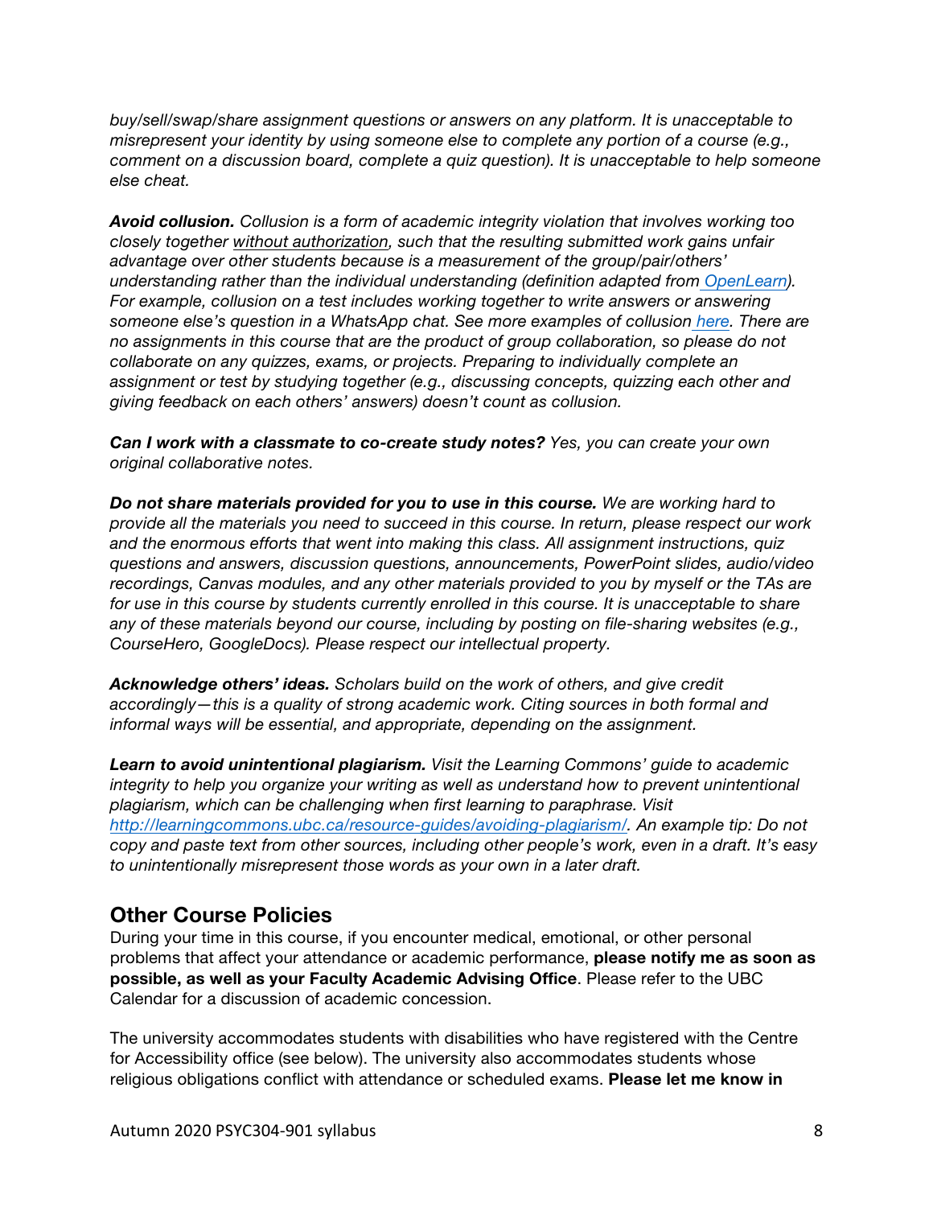*buy/sell/swap/share assignment questions or answers on any platform. It is unacceptable to misrepresent your identity by using someone else to complete any portion of a course (e.g., comment on a discussion board, complete a quiz question). It is unacceptable to help someone else cheat.*

***Avoid collusion.*** *Collusion is a form of academic integrity violation that involves working too closely together without authorization, such that the resulting submitted work gains unfair advantage over other students because is a measurement of the group/pair/others' understanding rather than the individual understanding (definition adapted from [OpenLearn](OpenLearn)). For example, collusion on a test includes working together to write answers or answering someone else's question in a WhatsApp chat. See more examples of collusion [here](here). There are no assignments in this course that are the product of group collaboration, so please do not collaborate on any quizzes, exams, or projects. Preparing to individually complete an assignment or test by studying together (e.g., discussing concepts, quizzing each other and giving feedback on each others' answers) doesn't count as collusion.*

***Can I work with a classmate to co-create study notes?*** *Yes, you can create your own original collaborative notes.*

***Do not share materials provided for you to use in this course.*** *We are working hard to provide all the materials you need to succeed in this course. In return, please respect our work and the enormous efforts that went into making this class. All assignment instructions, quiz questions and answers, discussion questions, announcements, PowerPoint slides, audio/video recordings, Canvas modules, and any other materials provided to you by myself or the TAs are for use in this course by students currently enrolled in this course. It is unacceptable to share any of these materials beyond our course, including by posting on file-sharing websites (e.g., CourseHero, GoogleDocs). Please respect our intellectual property.*

***Acknowledge others' ideas.*** *Scholars build on the work of others, and give credit accordingly—this is a quality of strong academic work. Citing sources in both formal and informal ways will be essential, and appropriate, depending on the assignment.*

***Learn to avoid unintentional plagiarism.*** *Visit the Learning Commons' guide to academic integrity to help you organize your writing as well as understand how to prevent unintentional plagiarism, which can be challenging when first learning to paraphrase. Visit [http://learningcommons.ubc.ca/resource-guides/avoiding-plagiarism/](http://learningcommons.ubc.ca/resource-guides/avoiding-plagiarism/). An example tip: Do not copy and paste text from other sources, including other people's work, even in a draft. It's easy to unintentionally misrepresent those words as your own in a later draft.*

## Other Course Policies

During your time in this course, if you encounter medical, emotional, or other personal problems that affect your attendance or academic performance, **please notify me as soon as possible, as well as your Faculty Academic Advising Office**. Please refer to the UBC Calendar for a discussion of academic concession.

The university accommodates students with disabilities who have registered with the Centre for Accessibility office (see below). The university also accommodates students whose religious obligations conflict with attendance or scheduled exams. **Please let me know in**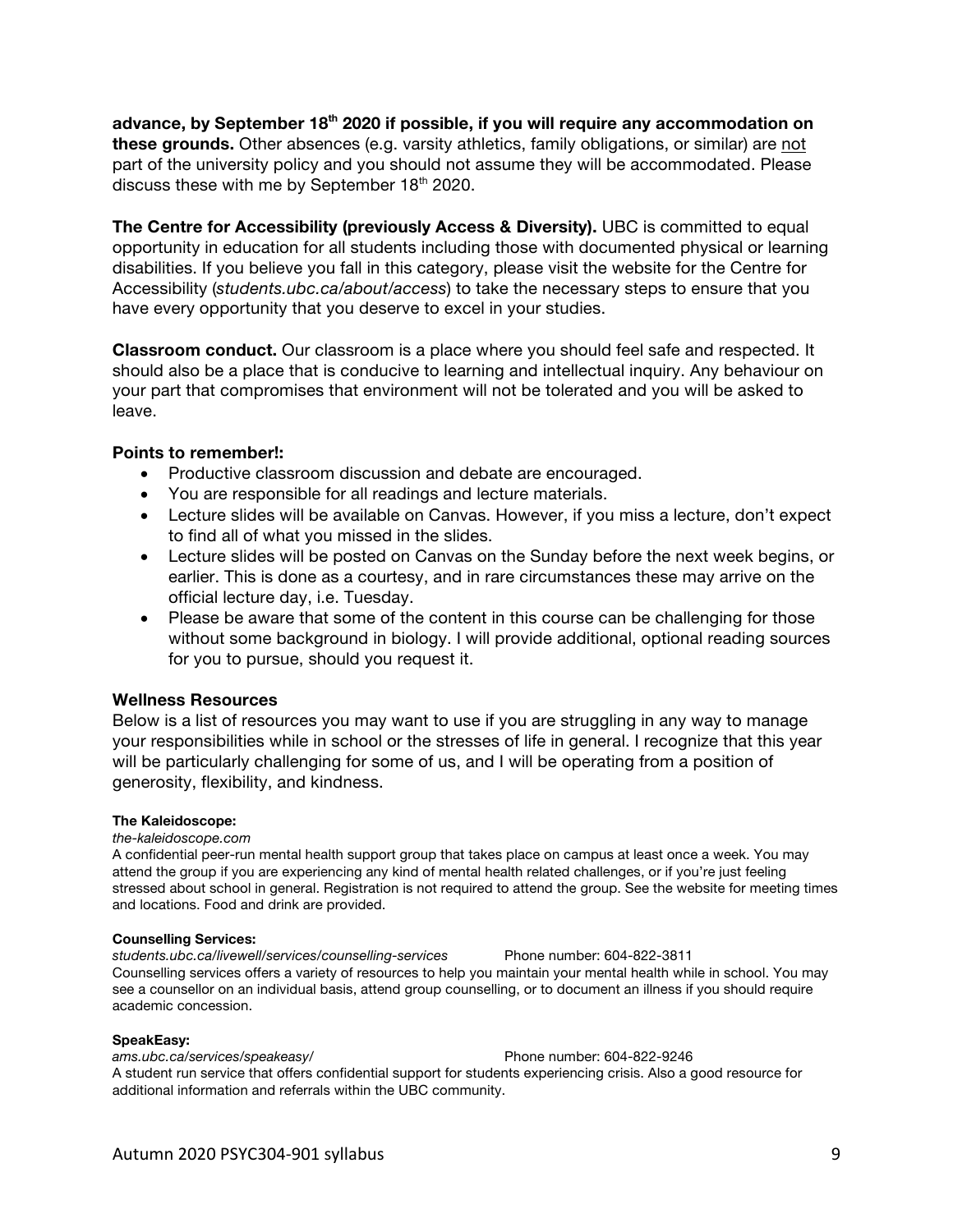**advance, by September 18th 2020 if possible, if you will require any accommodation on these grounds.** Other absences (e.g. varsity athletics, family obligations, or similar) are not part of the university policy and you should not assume they will be accommodated. Please discuss these with me by September 18th 2020.

**The Centre for Accessibility (previously Access & Diversity).** UBC is committed to equal opportunity in education for all students including those with documented physical or learning disabilities. If you believe you fall in this category, please visit the website for the Centre for Accessibility (*students.ubc.ca/about/access*) to take the necessary steps to ensure that you have every opportunity that you deserve to excel in your studies.

**Classroom conduct.** Our classroom is a place where you should feel safe and respected. It should also be a place that is conducive to learning and intellectual inquiry. Any behaviour on your part that compromises that environment will not be tolerated and you will be asked to leave.

### Points to remember!:

- Productive classroom discussion and debate are encouraged.
- You are responsible for all readings and lecture materials.
- Lecture slides will be available on Canvas. However, if you miss a lecture, don't expect to find all of what you missed in the slides.
- Lecture slides will be posted on Canvas on the Sunday before the next week begins, or earlier. This is done as a courtesy, and in rare circumstances these may arrive on the official lecture day, i.e. Tuesday.
- Please be aware that some of the content in this course can be challenging for those without some background in biology. I will provide additional, optional reading sources for you to pursue, should you request it.

### Wellness Resources

Below is a list of resources you may want to use if you are struggling in any way to manage your responsibilities while in school or the stresses of life in general. I recognize that this year will be particularly challenging for some of us, and I will be operating from a position of generosity, flexibility, and kindness.

**The Kaleidoscope:**
*the-kaleidoscope.com*
A confidential peer-run mental health support group that takes place on campus at least once a week. You may attend the group if you are experiencing any kind of mental health related challenges, or if you're just feeling stressed about school in general. Registration is not required to attend the group. See the website for meeting times and locations. Food and drink are provided.

**Counselling Services:**
*students.ubc.ca/livewell/services/counselling-services* Phone number: 604-822-3811
Counselling services offers a variety of resources to help you maintain your mental health while in school. You may see a counsellor on an individual basis, attend group counselling, or to document an illness if you should require academic concession.

**SpeakEasy:**
*ams.ubc.ca/services/speakeasy/* Phone number: 604-822-9246
A student run service that offers confidential support for students experiencing crisis. Also a good resource for additional information and referrals within the UBC community.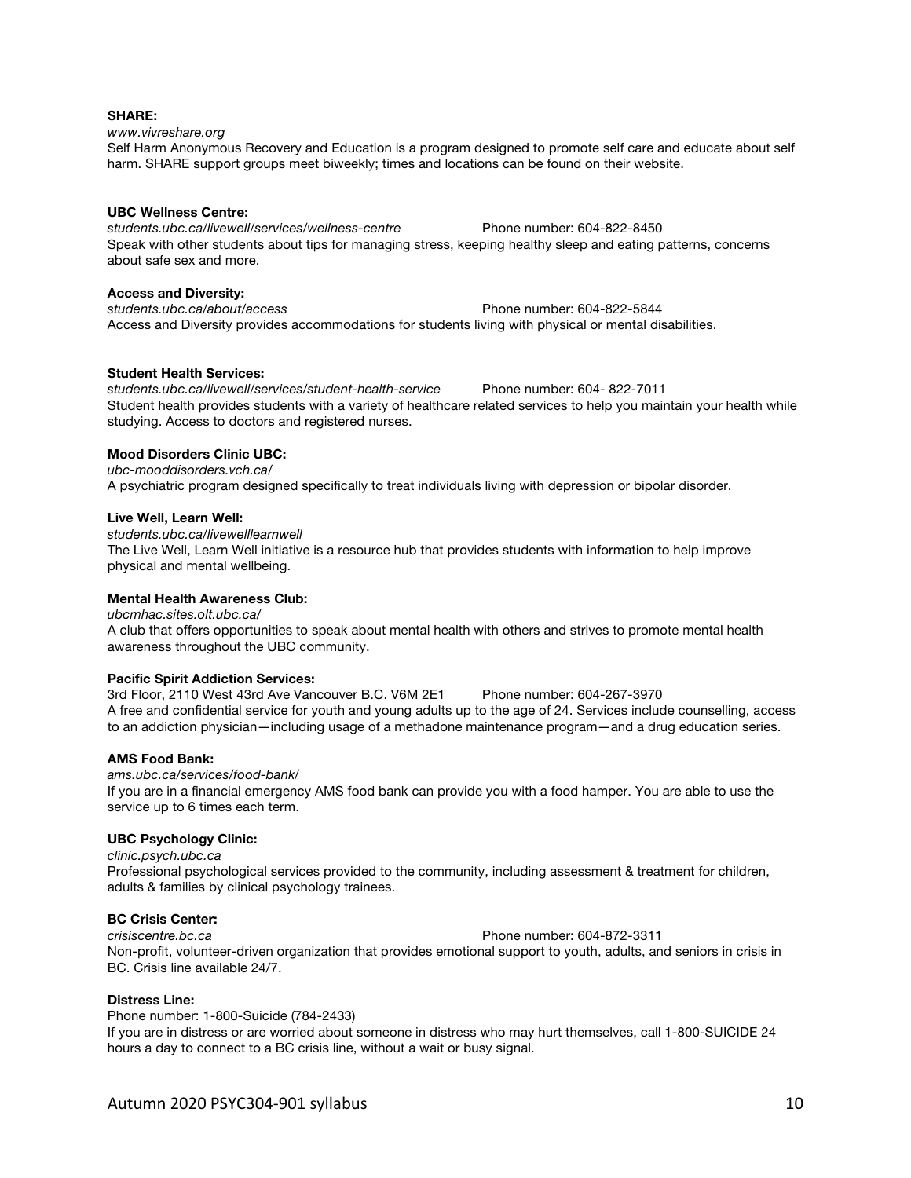**SHARE:**

*www.vivreshare.org*

Self Harm Anonymous Recovery and Education is a program designed to promote self care and educate about self harm. SHARE support groups meet biweekly; times and locations can be found on their website.

**UBC Wellness Centre:**

*students.ubc.ca/livewell/services/wellness-centre* Phone number: 604-822-8450

Speak with other students about tips for managing stress, keeping healthy sleep and eating patterns, concerns about safe sex and more.

**Access and Diversity:**

*students.ubc.ca/about/access* Phone number: 604-822-5844

Access and Diversity provides accommodations for students living with physical or mental disabilities.

**Student Health Services:**

*students.ubc.ca/livewell/services/student-health-service* Phone number: 604- 822-7011

Student health provides students with a variety of healthcare related services to help you maintain your health while studying. Access to doctors and registered nurses.

**Mood Disorders Clinic UBC:**

*ubc-mooddisorders.vch.ca/*

A psychiatric program designed specifically to treat individuals living with depression or bipolar disorder.

**Live Well, Learn Well:**

*students.ubc.ca/livewelllearnwell*

The Live Well, Learn Well initiative is a resource hub that provides students with information to help improve physical and mental wellbeing.

**Mental Health Awareness Club:**

*ubcmhac.sites.olt.ubc.ca/*

A club that offers opportunities to speak about mental health with others and strives to promote mental health awareness throughout the UBC community.

**Pacific Spirit Addiction Services:**

3rd Floor, 2110 West 43rd Ave Vancouver B.C. V6M 2E1 Phone number: 604-267-3970

A free and confidential service for youth and young adults up to the age of 24. Services include counselling, access to an addiction physician—including usage of a methadone maintenance program—and a drug education series.

**AMS Food Bank:**

*ams.ubc.ca/services/food-bank/*

If you are in a financial emergency AMS food bank can provide you with a food hamper. You are able to use the service up to 6 times each term.

**UBC Psychology Clinic:**

*clinic.psych.ubc.ca*

Professional psychological services provided to the community, including assessment & treatment for children, adults & families by clinical psychology trainees.

**BC Crisis Center:**

*crisiscentre.bc.ca* Phone number: 604-872-3311

Non-profit, volunteer-driven organization that provides emotional support to youth, adults, and seniors in crisis in BC. Crisis line available 24/7.

**Distress Line:**

Phone number: 1-800-Suicide (784-2433)

If you are in distress or are worried about someone in distress who may hurt themselves, call 1-800-SUICIDE 24 hours a day to connect to a BC crisis line, without a wait or busy signal.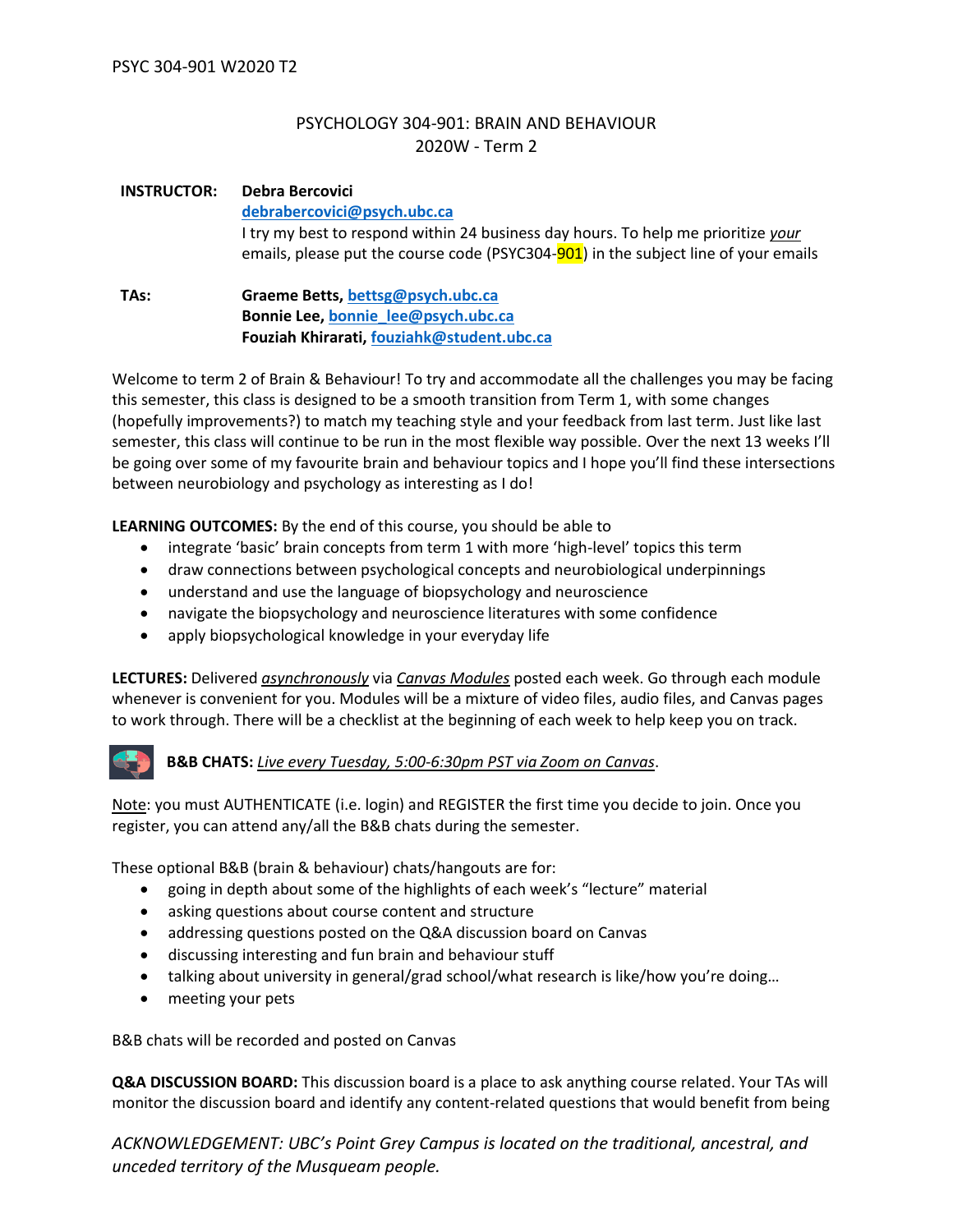# PSYCHOLOGY 304-901: BRAIN AND BEHAVIOUR
## 2020W - Term 2

**INSTRUCTOR:** **Debra Bercovici**
**debrabercovici@psych.ubc.ca**
I try my best to respond within 24 business day hours. To help me prioritize *your* emails, please put the course code (PSYC304-901) in the subject line of your emails

**TAs:** **Graeme Betts, bettsg@psych.ubc.ca**
**Bonnie Lee, bonnie_lee@psych.ubc.ca**
**Fouziah Khirarati, fouziahk@student.ubc.ca**

Welcome to term 2 of Brain & Behaviour! To try and accommodate all the challenges you may be facing this semester, this class is designed to be a smooth transition from Term 1, with some changes (hopefully improvements?) to match my teaching style and your feedback from last term. Just like last semester, this class will continue to be run in the most flexible way possible. Over the next 13 weeks I'll be going over some of my favourite brain and behaviour topics and I hope you'll find these intersections between neurobiology and psychology as interesting as I do!

**LEARNING OUTCOMES:** By the end of this course, you should be able to

- integrate 'basic' brain concepts from term 1 with more 'high-level' topics this term
- draw connections between psychological concepts and neurobiological underpinnings
- understand and use the language of biopsychology and neuroscience
- navigate the biopsychology and neuroscience literatures with some confidence
- apply biopsychological knowledge in your everyday life

**LECTURES:** Delivered *asynchronously* via *Canvas Modules* posted each week. Go through each module whenever is convenient for you. Modules will be a mixture of video files, audio files, and Canvas pages to work through. There will be a checklist at the beginning of each week to help keep you on track.

**B&B CHATS:** *Live every Tuesday, 5:00-6:30pm PST via Zoom on Canvas*.

Note: you must AUTHENTICATE (i.e. login) and REGISTER the first time you decide to join. Once you register, you can attend any/all the B&B chats during the semester.

These optional B&B (brain & behaviour) chats/hangouts are for:

- going in depth about some of the highlights of each week's "lecture" material
- asking questions about course content and structure
- addressing questions posted on the Q&A discussion board on Canvas
- discussing interesting and fun brain and behaviour stuff
- talking about university in general/grad school/what research is like/how you're doing…
- meeting your pets

B&B chats will be recorded and posted on Canvas

**Q&A DISCUSSION BOARD:** This discussion board is a place to ask anything course related. Your TAs will monitor the discussion board and identify any content-related questions that would benefit from being

*ACKNOWLEDGEMENT: UBC's Point Grey Campus is located on the traditional, ancestral, and unceded territory of the Musqueam people.*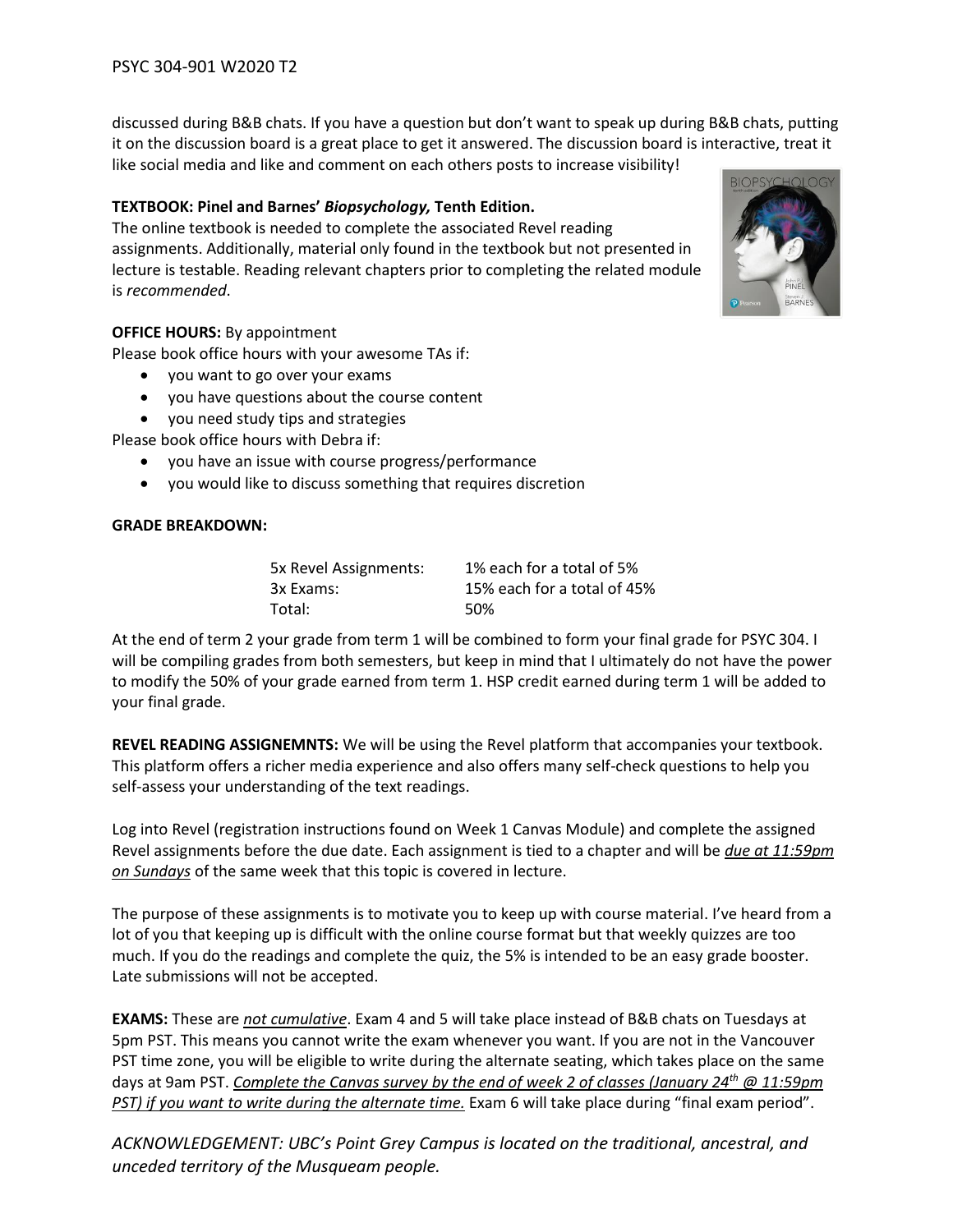discussed during B&B chats. If you have a question but don't want to speak up during B&B chats, putting it on the discussion board is a great place to get it answered. The discussion board is interactive, treat it like social media and like and comment on each others posts to increase visibility!

**TEXTBOOK: Pinel and Barnes' *Biopsychology,* Tenth Edition.**

The online textbook is needed to complete the associated Revel reading assignments. Additionally, material only found in the textbook but not presented in lecture is testable. Reading relevant chapters prior to completing the related module is *recommended*.

**OFFICE HOURS:** By appointment

Please book office hours with your awesome TAs if:

- you want to go over your exams
- you have questions about the course content
- you need study tips and strategies

Please book office hours with Debra if:

- you have an issue with course progress/performance
- you would like to discuss something that requires discretion

**GRADE BREAKDOWN:**

| | |
|---|---|
| 5x Revel Assignments: | 1% each for a total of 5% |
| 3x Exams: | 15% each for a total of 45% |
| Total: | 50% |

At the end of term 2 your grade from term 1 will be combined to form your final grade for PSYC 304. I will be compiling grades from both semesters, but keep in mind that I ultimately do not have the power to modify the 50% of your grade earned from term 1. HSP credit earned during term 1 will be added to your final grade.

**REVEL READING ASSIGENEMNTS:** We will be using the Revel platform that accompanies your textbook. This platform offers a richer media experience and also offers many self-check questions to help you self-assess your understanding of the text readings.

Log into Revel (registration instructions found on Week 1 Canvas Module) and complete the assigned Revel assignments before the due date. Each assignment is tied to a chapter and will be ***due at 11:59pm on Sundays*** of the same week that this topic is covered in lecture.

The purpose of these assignments is to motivate you to keep up with course material. I've heard from a lot of you that keeping up is difficult with the online course format but that weekly quizzes are too much. If you do the readings and complete the quiz, the 5% is intended to be an easy grade booster. Late submissions will not be accepted.

**EXAMS:** These are ***not cumulative***. Exam 4 and 5 will take place instead of B&B chats on Tuesdays at 5pm PST. This means you cannot write the exam whenever you want. If you are not in the Vancouver PST time zone, you will be eligible to write during the alternate seating, which takes place on the same days at 9am PST. ***Complete the Canvas survey by the end of week 2 of classes (January 24th @ 11:59pm PST) if you want to write during the alternate time.*** Exam 6 will take place during "final exam period".

*ACKNOWLEDGEMENT: UBC's Point Grey Campus is located on the traditional, ancestral, and unceded territory of the Musqueam people.*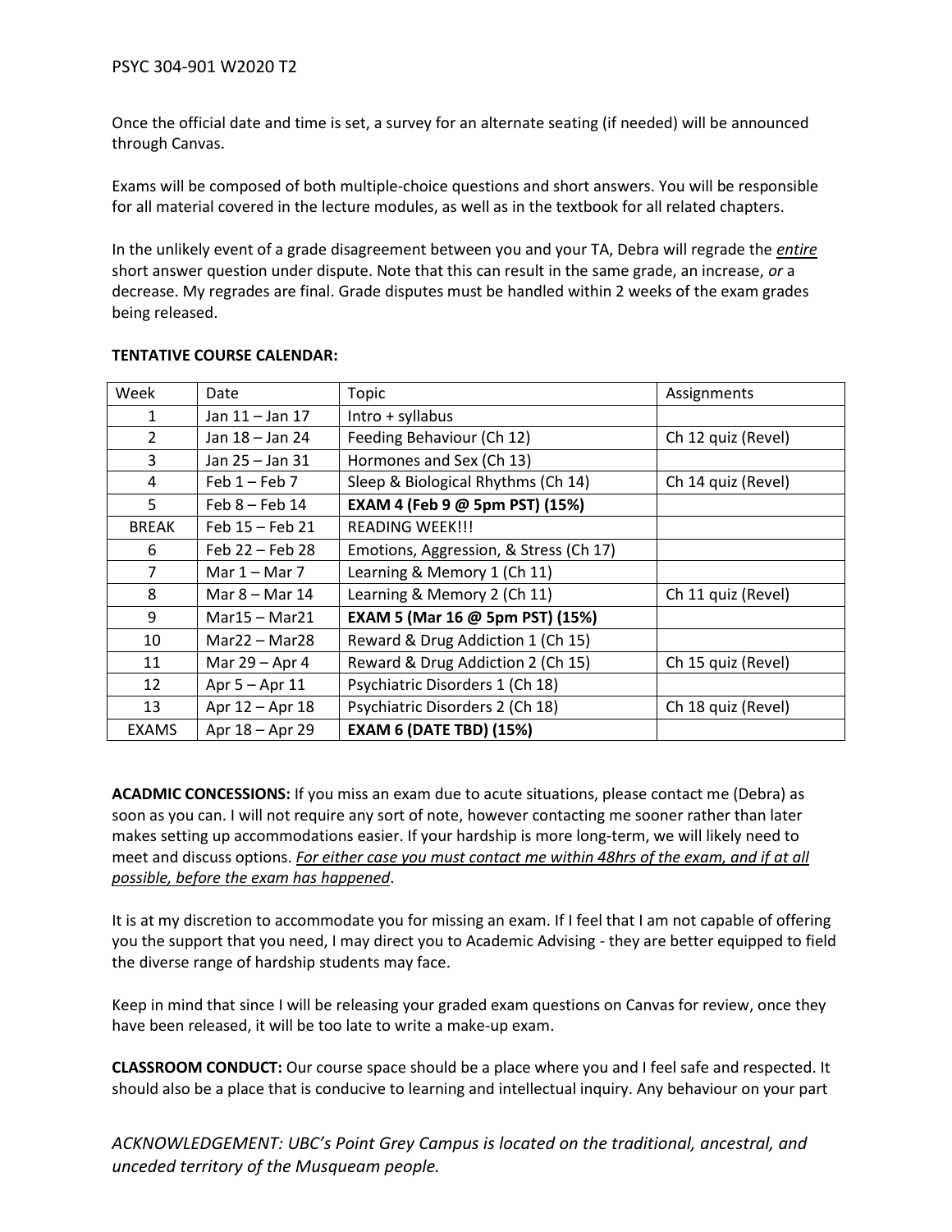Once the official date and time is set, a survey for an alternate seating (if needed) will be announced through Canvas.

Exams will be composed of both multiple-choice questions and short answers. You will be responsible for all material covered in the lecture modules, as well as in the textbook for all related chapters.

In the unlikely event of a grade disagreement between you and your TA, Debra will regrade the ***entire*** short answer question under dispute. Note that this can result in the same grade, an increase, *or* a decrease. My regrades are final. Grade disputes must be handled within 2 weeks of the exam grades being released.

**TENTATIVE COURSE CALENDAR:**

| Week | Date | Topic | Assignments |
|---|---|---|---|
| 1 | Jan 11 – Jan 17 | Intro + syllabus | |
| 2 | Jan 18 – Jan 24 | Feeding Behaviour (Ch 12) | Ch 12 quiz (Revel) |
| 3 | Jan 25 – Jan 31 | Hormones and Sex (Ch 13) | |
| 4 | Feb 1 – Feb 7 | Sleep & Biological Rhythms (Ch 14) | Ch 14 quiz (Revel) |
| 5 | Feb 8 – Feb 14 | **EXAM 4 (Feb 9 @ 5pm PST) (15%)** | |
| BREAK | Feb 15 – Feb 21 | READING WEEK!!! | |
| 6 | Feb 22 – Feb 28 | Emotions, Aggression, & Stress (Ch 17) | |
| 7 | Mar 1 – Mar 7 | Learning & Memory 1 (Ch 11) | |
| 8 | Mar 8 – Mar 14 | Learning & Memory 2 (Ch 11) | Ch 11 quiz (Revel) |
| 9 | Mar15 – Mar21 | **EXAM 5 (Mar 16 @ 5pm PST) (15%)** | |
| 10 | Mar22 – Mar28 | Reward & Drug Addiction 1 (Ch 15) | |
| 11 | Mar 29 – Apr 4 | Reward & Drug Addiction 2 (Ch 15) | Ch 15 quiz (Revel) |
| 12 | Apr 5 – Apr 11 | Psychiatric Disorders 1 (Ch 18) | |
| 13 | Apr 12 – Apr 18 | Psychiatric Disorders 2 (Ch 18) | Ch 18 quiz (Revel) |
| EXAMS | Apr 18 – Apr 29 | **EXAM 6 (DATE TBD) (15%)** | |

**ACADMIC CONCESSIONS:** If you miss an exam due to acute situations, please contact me (Debra) as soon as you can. I will not require any sort of note, however contacting me sooner rather than later makes setting up accommodations easier. If your hardship is more long-term, we will likely need to meet and discuss options. *For either case you must contact me within 48hrs of the exam, and if at all possible, before the exam has happened*.

It is at my discretion to accommodate you for missing an exam. If I feel that I am not capable of offering you the support that you need, I may direct you to Academic Advising - they are better equipped to field the diverse range of hardship students may face.

Keep in mind that since I will be releasing your graded exam questions on Canvas for review, once they have been released, it will be too late to write a make-up exam.

**CLASSROOM CONDUCT:** Our course space should be a place where you and I feel safe and respected. It should also be a place that is conducive to learning and intellectual inquiry. Any behaviour on your part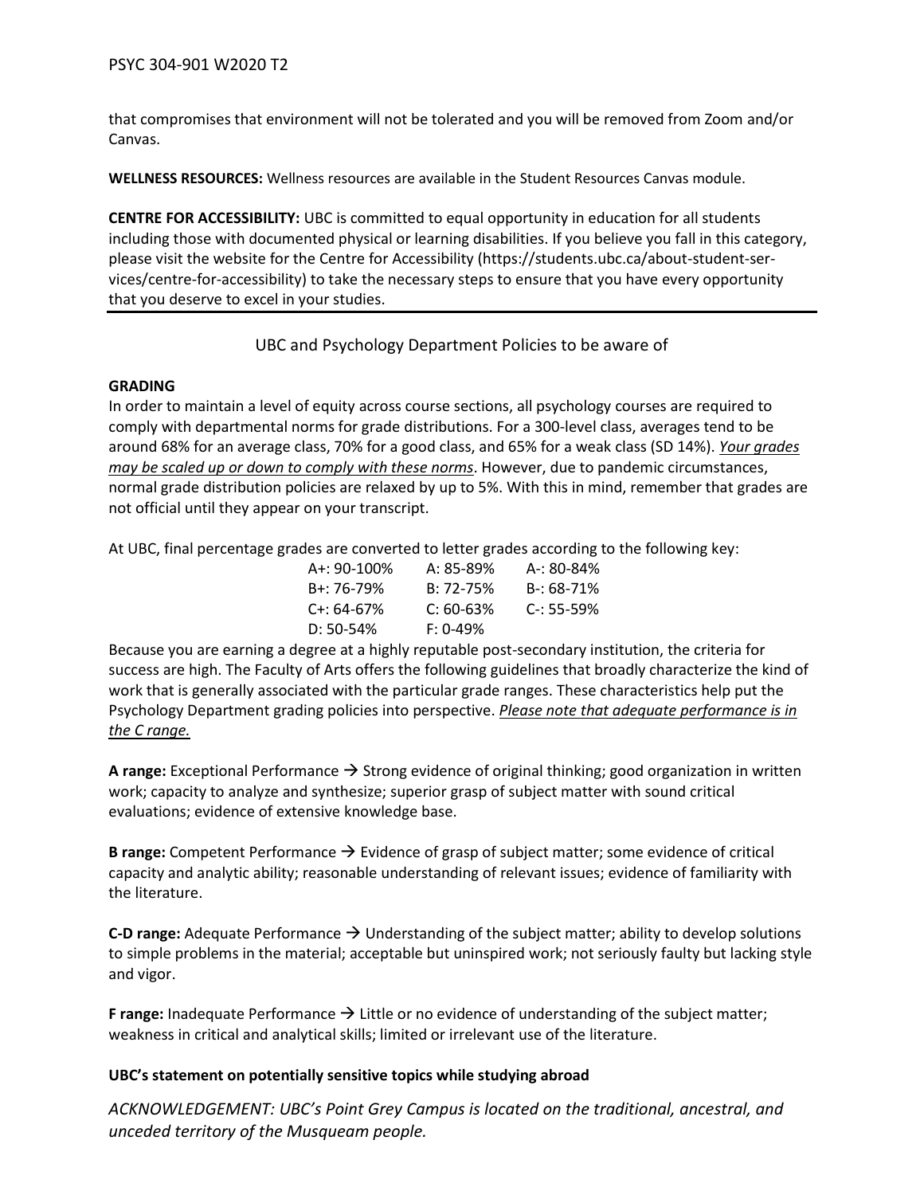that compromises that environment will not be tolerated and you will be removed from Zoom and/or Canvas.

**WELLNESS RESOURCES:** Wellness resources are available in the Student Resources Canvas module.

**CENTRE FOR ACCESSIBILITY:** UBC is committed to equal opportunity in education for all students including those with documented physical or learning disabilities. If you believe you fall in this category, please visit the website for the Centre for Accessibility (https://students.ubc.ca/about-student-services/centre-for-accessibility) to take the necessary steps to ensure that you have every opportunity that you deserve to excel in your studies.

---

## UBC and Psychology Department Policies to be aware of

**GRADING**

In order to maintain a level of equity across course sections, all psychology courses are required to comply with departmental norms for grade distributions. For a 300-level class, averages tend to be around 68% for an average class, 70% for a good class, and 65% for a weak class (SD 14%). _Your grades may be scaled up or down to comply with these norms_. However, due to pandemic circumstances, normal grade distribution policies are relaxed by up to 5%. With this in mind, remember that grades are not official until they appear on your transcript.

At UBC, final percentage grades are converted to letter grades according to the following key:

| | | |
|---|---|---|
| A+: 90-100% | A: 85-89% | A-: 80-84% |
| B+: 76-79% | B: 72-75% | B-: 68-71% |
| C+: 64-67% | C: 60-63% | C-: 55-59% |
| D: 50-54% | F: 0-49% | |

Because you are earning a degree at a highly reputable post-secondary institution, the criteria for success are high. The Faculty of Arts offers the following guidelines that broadly characterize the kind of work that is generally associated with the particular grade ranges. These characteristics help put the Psychology Department grading policies into perspective. _Please note that adequate performance is in the C range._

**A range:** Exceptional Performance → Strong evidence of original thinking; good organization in written work; capacity to analyze and synthesize; superior grasp of subject matter with sound critical evaluations; evidence of extensive knowledge base.

**B range:** Competent Performance → Evidence of grasp of subject matter; some evidence of critical capacity and analytic ability; reasonable understanding of relevant issues; evidence of familiarity with the literature.

**C-D range:** Adequate Performance → Understanding of the subject matter; ability to develop solutions to simple problems in the material; acceptable but uninspired work; not seriously faulty but lacking style and vigor.

**F range:** Inadequate Performance → Little or no evidence of understanding of the subject matter; weakness in critical and analytical skills; limited or irrelevant use of the literature.

**UBC's statement on potentially sensitive topics while studying abroad**

*ACKNOWLEDGEMENT: UBC's Point Grey Campus is located on the traditional, ancestral, and unceded territory of the Musqueam people.*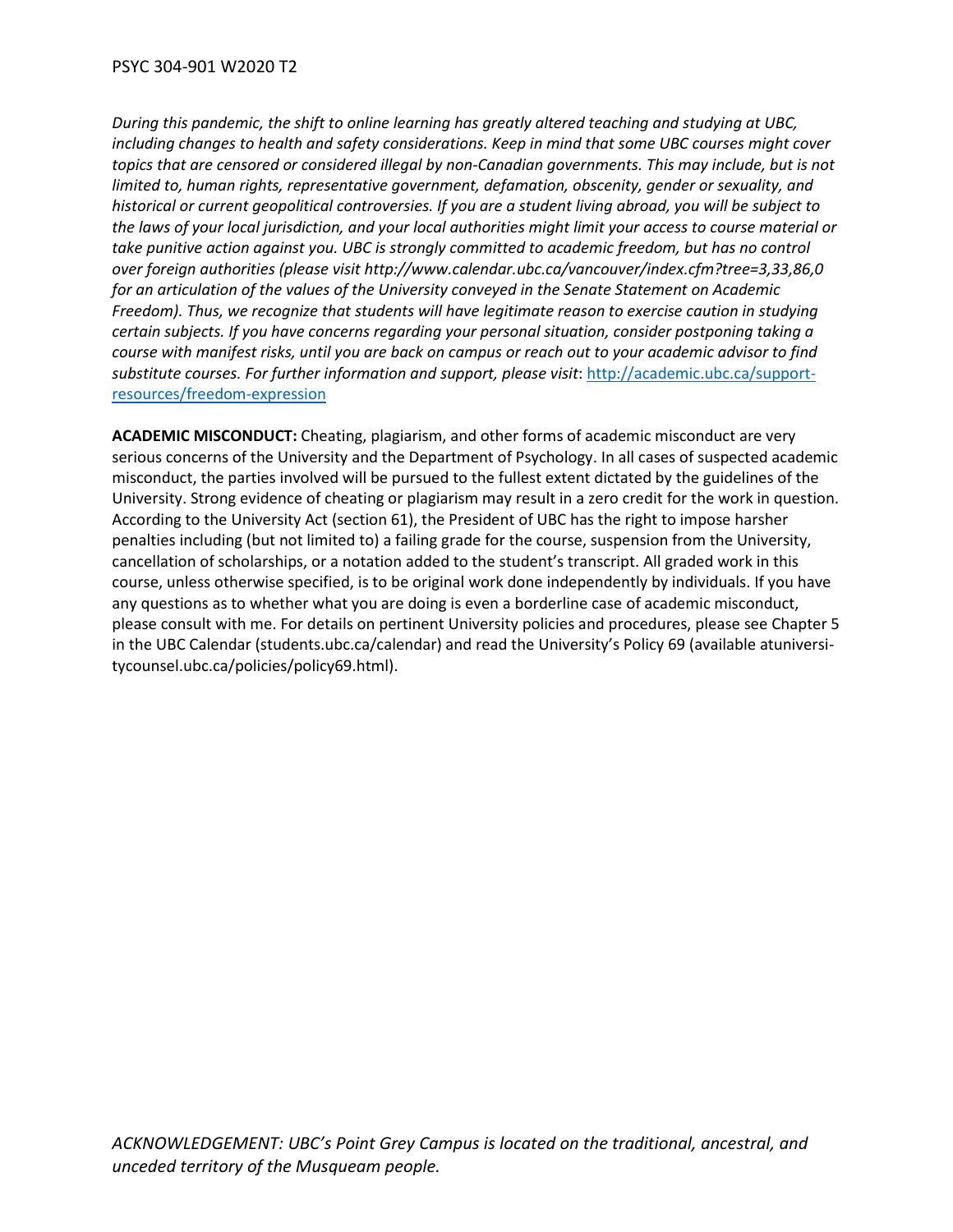*During this pandemic, the shift to online learning has greatly altered teaching and studying at UBC, including changes to health and safety considerations. Keep in mind that some UBC courses might cover topics that are censored or considered illegal by non-Canadian governments. This may include, but is not limited to, human rights, representative government, defamation, obscenity, gender or sexuality, and historical or current geopolitical controversies. If you are a student living abroad, you will be subject to the laws of your local jurisdiction, and your local authorities might limit your access to course material or take punitive action against you. UBC is strongly committed to academic freedom, but has no control over foreign authorities (please visit http://www.calendar.ubc.ca/vancouver/index.cfm?tree=3,33,86,0 for an articulation of the values of the University conveyed in the Senate Statement on Academic Freedom). Thus, we recognize that students will have legitimate reason to exercise caution in studying certain subjects. If you have concerns regarding your personal situation, consider postponing taking a course with manifest risks, until you are back on campus or reach out to your academic advisor to find substitute courses. For further information and support, please visit*: [http://academic.ubc.ca/support-resources/freedom-expression](http://academic.ubc.ca/support-resources/freedom-expression)

**ACADEMIC MISCONDUCT:** Cheating, plagiarism, and other forms of academic misconduct are very serious concerns of the University and the Department of Psychology. In all cases of suspected academic misconduct, the parties involved will be pursued to the fullest extent dictated by the guidelines of the University. Strong evidence of cheating or plagiarism may result in a zero credit for the work in question. According to the University Act (section 61), the President of UBC has the right to impose harsher penalties including (but not limited to) a failing grade for the course, suspension from the University, cancellation of scholarships, or a notation added to the student's transcript. All graded work in this course, unless otherwise specified, is to be original work done independently by individuals. If you have any questions as to whether what you are doing is even a borderline case of academic misconduct, please consult with me. For details on pertinent University policies and procedures, please see Chapter 5 in the UBC Calendar (students.ubc.ca/calendar) and read the University's Policy 69 (available atuniversitycounsel.ubc.ca/policies/policy69.html).

*ACKNOWLEDGEMENT: UBC's Point Grey Campus is located on the traditional, ancestral, and unceded territory of the Musqueam people.*